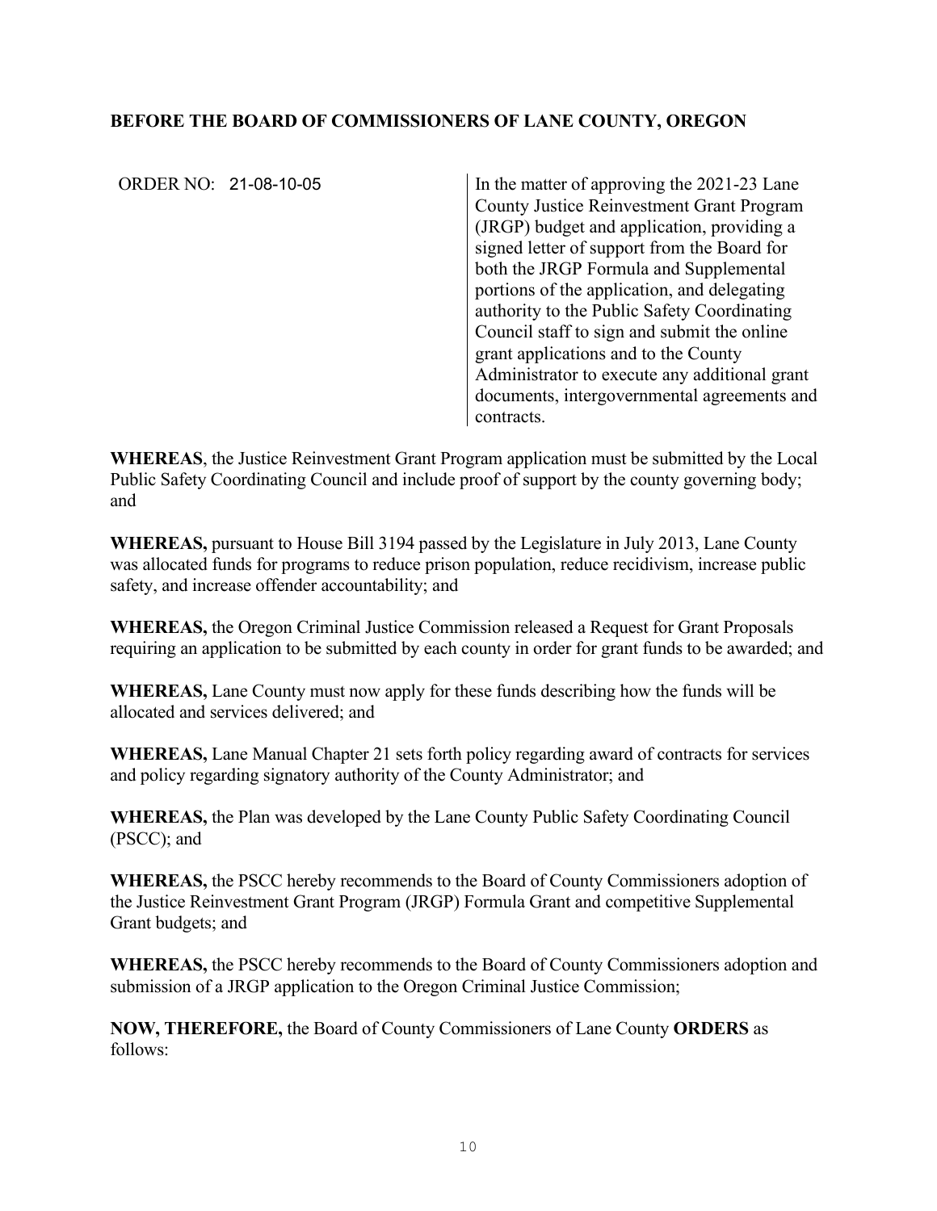**BEFORE THE BOARD OF COMMISSIONERS OF LANE COUNTY, OREGON**

ORDER NO: 21-08-10-05

In the matter of approving the 2021-23 Lane County Justice Reinvestment Grant Program (JRGP) budget and application, providing a signed letter of support from the Board for both the JRGP Formula and Supplemental portions of the application, and delegating authority to the Public Safety Coordinating Council staff to sign and submit the online grant applications and to the County Administrator to execute any additional grant documents, intergovernmental agreements and contracts.

**WHEREAS**, the Justice Reinvestment Grant Program application must be submitted by the Local Public Safety Coordinating Council and include proof of support by the county governing body; and

**WHEREAS,** pursuant to House Bill 3194 passed by the Legislature in July 2013, Lane County was allocated funds for programs to reduce prison population, reduce recidivism, increase public safety, and increase offender accountability; and

**WHEREAS,** the Oregon Criminal Justice Commission released a Request for Grant Proposals requiring an application to be submitted by each county in order for grant funds to be awarded; and

**WHEREAS,** Lane County must now apply for these funds describing how the funds will be allocated and services delivered; and

**WHEREAS,** Lane Manual Chapter 21 sets forth policy regarding award of contracts for services and policy regarding signatory authority of the County Administrator; and

**WHEREAS,** the Plan was developed by the Lane County Public Safety Coordinating Council (PSCC); and

**WHEREAS,** the PSCC hereby recommends to the Board of County Commissioners adoption of the Justice Reinvestment Grant Program (JRGP) Formula Grant and competitive Supplemental Grant budgets; and

**WHEREAS,** the PSCC hereby recommends to the Board of County Commissioners adoption and submission of a JRGP application to the Oregon Criminal Justice Commission;

**NOW, THEREFORE,** the Board of County Commissioners of Lane County **ORDERS** as follows: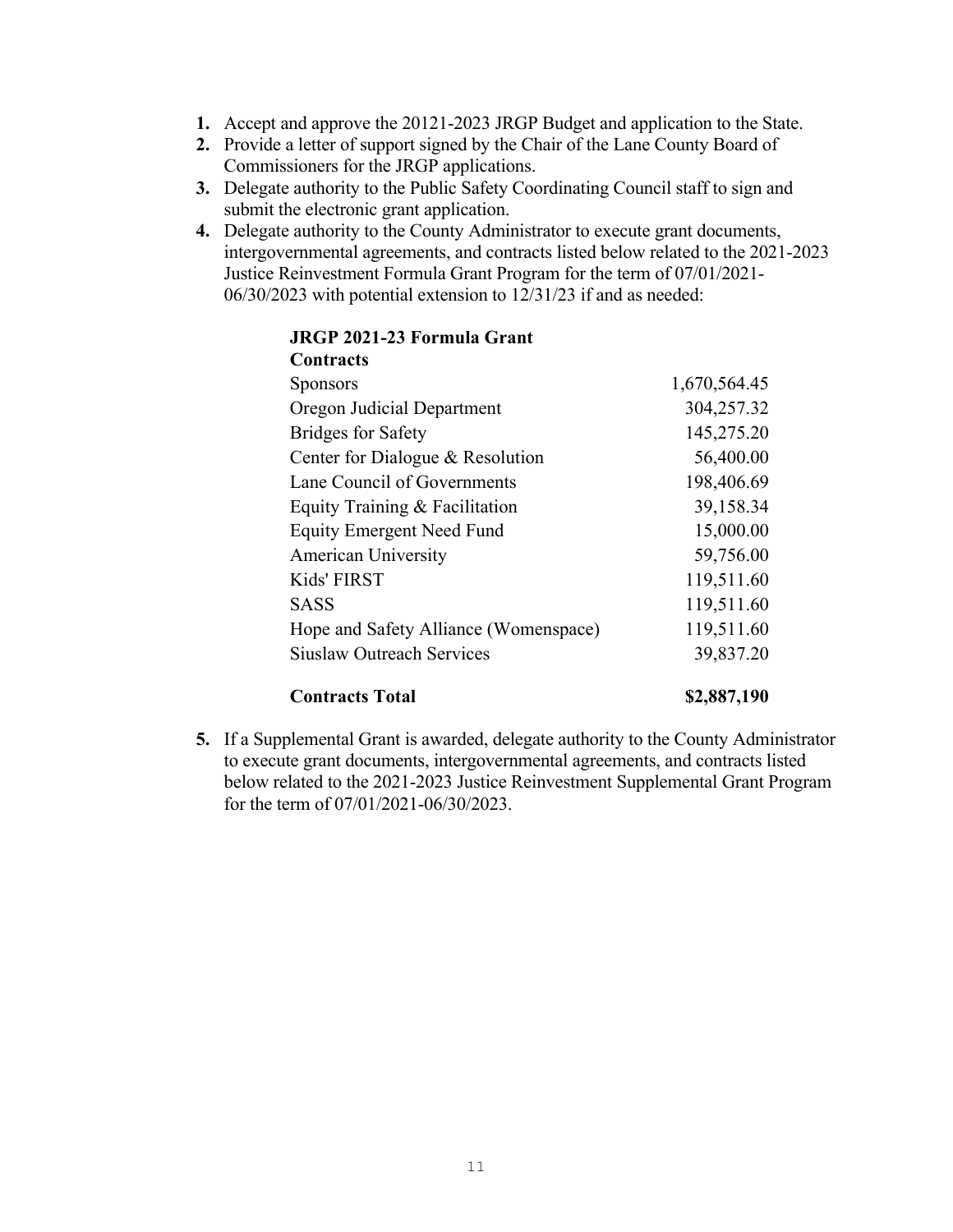1. Accept and approve the 20121-2023 JRGP Budget and application to the State.
2. Provide a letter of support signed by the Chair of the Lane County Board of Commissioners for the JRGP applications.
3. Delegate authority to the Public Safety Coordinating Council staff to sign and submit the electronic grant application.
4. Delegate authority to the County Administrator to execute grant documents, intergovernmental agreements, and contracts listed below related to the 2021-2023 Justice Reinvestment Formula Grant Program for the term of 07/01/2021-06/30/2023 with potential extension to 12/31/23 if and as needed:

| **JRGP 2021-23 Formula Grant Contracts** | |
|---|---:|
| Sponsors | 1,670,564.45 |
| Oregon Judicial Department | 304,257.32 |
| Bridges for Safety | 145,275.20 |
| Center for Dialogue & Resolution | 56,400.00 |
| Lane Council of Governments | 198,406.69 |
| Equity Training & Facilitation | 39,158.34 |
| Equity Emergent Need Fund | 15,000.00 |
| American University | 59,756.00 |
| Kids' FIRST | 119,511.60 |
| SASS | 119,511.60 |
| Hope and Safety Alliance (Womenspace) | 119,511.60 |
| Siuslaw Outreach Services | 39,837.20 |
| **Contracts Total** | **$2,887,190** |

5. If a Supplemental Grant is awarded, delegate authority to the County Administrator to execute grant documents, intergovernmental agreements, and contracts listed below related to the 2021-2023 Justice Reinvestment Supplemental Grant Program for the term of 07/01/2021-06/30/2023.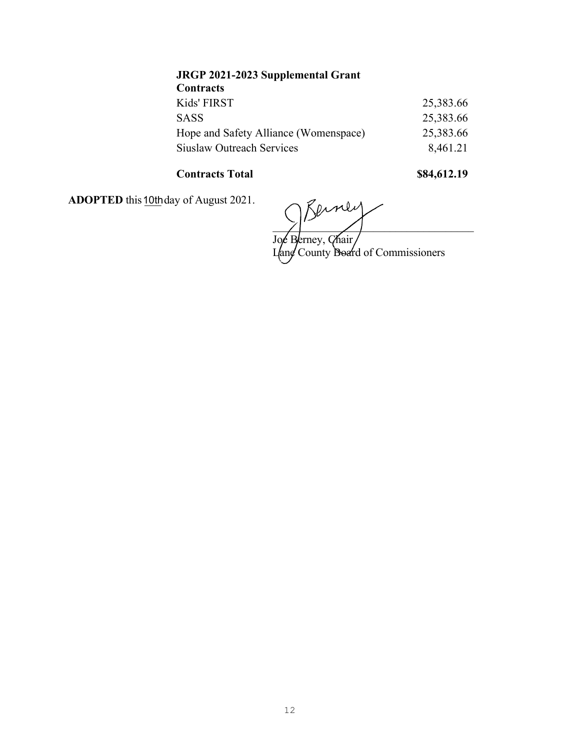**JRGP 2021-2023 Supplemental Grant Contracts**

| | |
|---|---|
| Kids' FIRST | 25,383.66 |
| SASS | 25,383.66 |
| Hope and Safety Alliance (Womenspace) | 25,383.66 |
| Siuslaw Outreach Services | 8,461.21 |
| **Contracts Total** | **$84,612.19** |

**ADOPTED** this 10th day of August 2021.

Joe Berney, Chair
Lane County Board of Commissioners